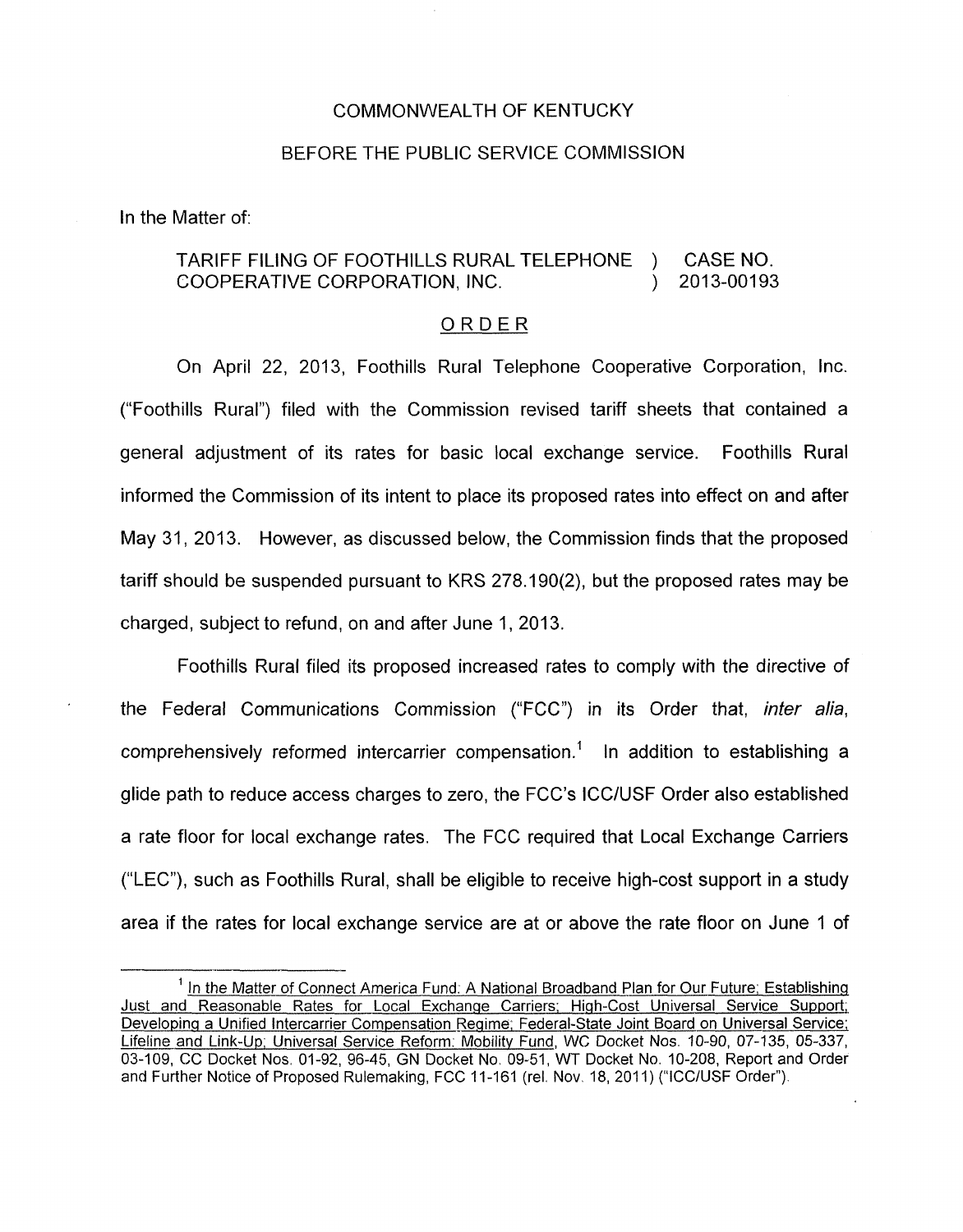COMMONWEALTH OF KENTUCKY

BEFORE THE PUBLIC SERVICE COMMISSION

In the Matter of:

TARIFF FILING OF FOOTHILLS RURAL TELEPHONE COOPERATIVE CORPORATION, INC. ) CASE NO. 2013-00193

## ORDER

On April 22, 2013, Foothills Rural Telephone Cooperative Corporation, Inc. ("Foothills Rural") filed with the Commission revised tariff sheets that contained a general adjustment of its rates for basic local exchange service. Foothills Rural informed the Commission of its intent to place its proposed rates into effect on and after May 31, 2013. However, as discussed below, the Commission finds that the proposed tariff should be suspended pursuant to KRS 278.190(2), but the proposed rates may be charged, subject to refund, on and after June 1, 2013.

Foothills Rural filed its proposed increased rates to comply with the directive of the Federal Communications Commission ("FCC") in its Order that, *inter alia*, comprehensively reformed intercarrier compensation.[1] In addition to establishing a glide path to reduce access charges to zero, the FCC's ICC/USF Order also established a rate floor for local exchange rates. The FCC required that Local Exchange Carriers ("LEC"), such as Foothills Rural, shall be eligible to receive high-cost support in a study area if the rates for local exchange service are at or above the rate floor on June 1 of

[1] In the Matter of Connect America Fund: A National Broadband Plan for Our Future; Establishing Just and Reasonable Rates for Local Exchange Carriers; High-Cost Universal Service Support; Developing a Unified Intercarrier Compensation Regime; Federal-State Joint Board on Universal Service; Lifeline and Link-Up; Universal Service Reform: Mobility Fund, WC Docket Nos. 10-90, 07-135, 05-337, 03-109, CC Docket Nos. 01-92, 96-45, GN Docket No. 09-51, WT Docket No. 10-208, Report and Order and Further Notice of Proposed Rulemaking, FCC 11-161 (rel. Nov. 18, 2011) ("ICC/USF Order").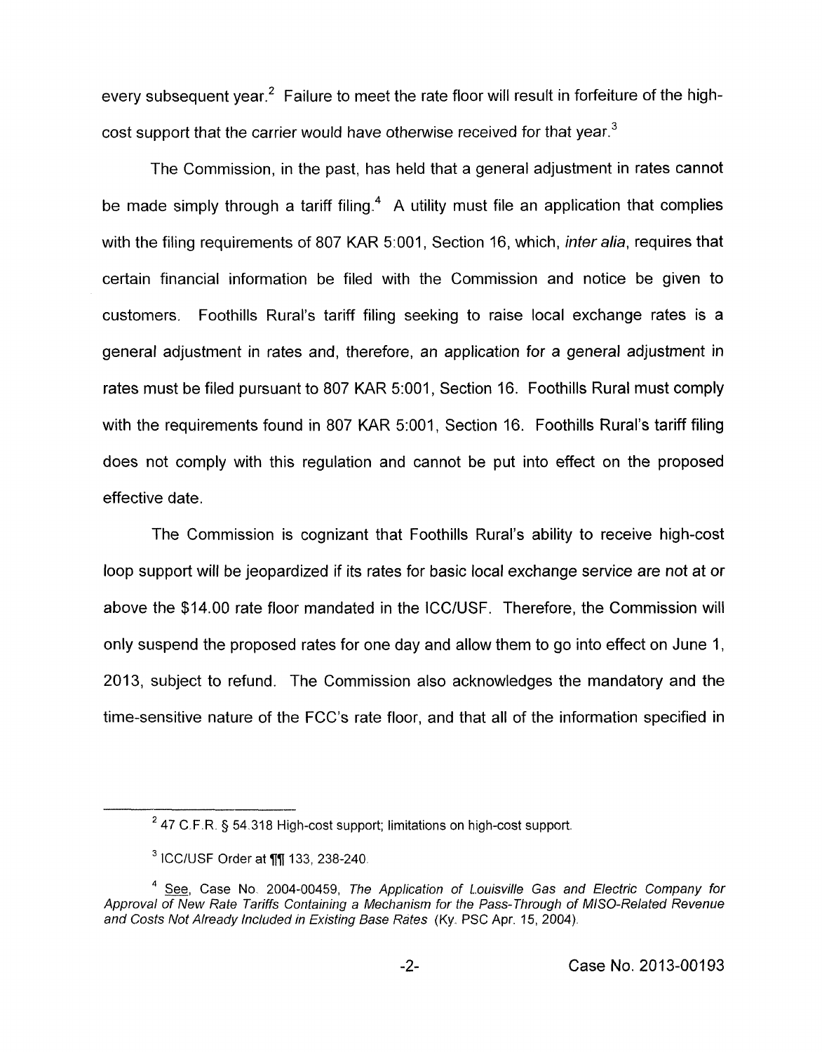every subsequent year.[2] Failure to meet the rate floor will result in forfeiture of the high-cost support that the carrier would have otherwise received for that year.[3]

The Commission, in the past, has held that a general adjustment in rates cannot be made simply through a tariff filing.[4] A utility must file an application that complies with the filing requirements of 807 KAR 5:001, Section 16, which, *inter alia*, requires that certain financial information be filed with the Commission and notice be given to customers. Foothills Rural's tariff filing seeking to raise local exchange rates is a general adjustment in rates and, therefore, an application for a general adjustment in rates must be filed pursuant to 807 KAR 5:001, Section 16. Foothills Rural must comply with the requirements found in 807 KAR 5:001, Section 16. Foothills Rural's tariff filing does not comply with this regulation and cannot be put into effect on the proposed effective date.

The Commission is cognizant that Foothills Rural's ability to receive high-cost loop support will be jeopardized if its rates for basic local exchange service are not at or above the $14.00 rate floor mandated in the ICC/USF. Therefore, the Commission will only suspend the proposed rates for one day and allow them to go into effect on June 1, 2013, subject to refund. The Commission also acknowledges the mandatory and the time-sensitive nature of the FCC's rate floor, and that all of the information specified in

---

[2] 47 C.F.R. § 54.318 High-cost support; limitations on high-cost support.

[3] ICC/USF Order at ¶¶ 133, 238-240.

[4] See, Case No. 2004-00459, *The Application of Louisville Gas and Electric Company for Approval of New Rate Tariffs Containing a Mechanism for the Pass-Through of MISO-Related Revenue and Costs Not Already Included in Existing Base Rates* (Ky. PSC Apr. 15, 2004).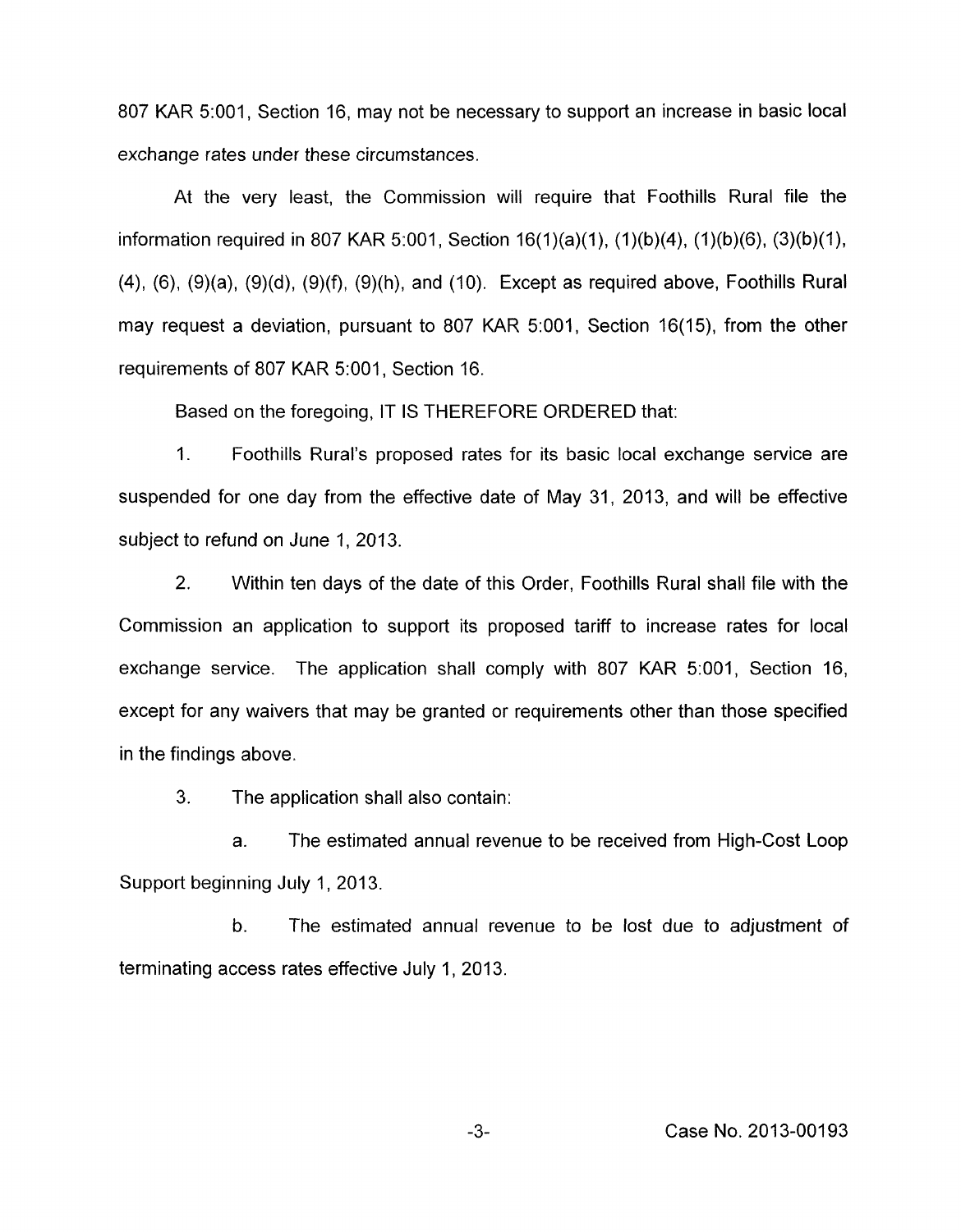807 KAR 5:001, Section 16, may not be necessary to support an increase in basic local exchange rates under these circumstances.

At the very least, the Commission will require that Foothills Rural file the information required in 807 KAR 5:001, Section 16(1)(a)(1), (1)(b)(4), (1)(b)(6), (3)(b)(1), (4), (6), (9)(a), (9)(d), (9)(f), (9)(h), and (10). Except as required above, Foothills Rural may request a deviation, pursuant to 807 KAR 5:001, Section 16(15), from the other requirements of 807 KAR 5:001, Section 16.

Based on the foregoing, IT IS THEREFORE ORDERED that:

1. Foothills Rural's proposed rates for its basic local exchange service are suspended for one day from the effective date of May 31, 2013, and will be effective subject to refund on June 1, 2013.

2. Within ten days of the date of this Order, Foothills Rural shall file with the Commission an application to support its proposed tariff to increase rates for local exchange service. The application shall comply with 807 KAR 5:001, Section 16, except for any waivers that may be granted or requirements other than those specified in the findings above.

3. The application shall also contain:

   a. The estimated annual revenue to be received from High-Cost Loop Support beginning July 1, 2013.

   b. The estimated annual revenue to be lost due to adjustment of terminating access rates effective July 1, 2013.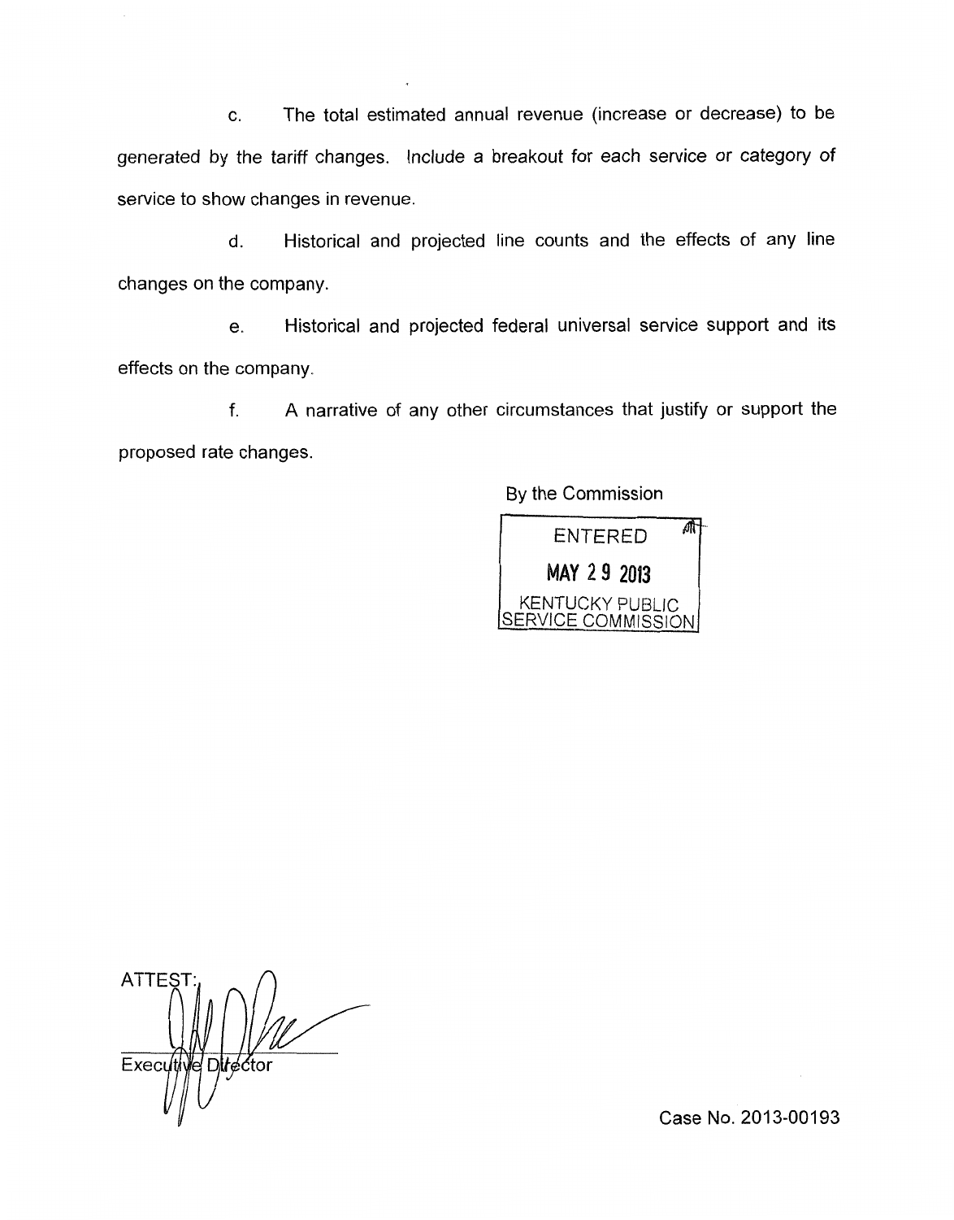c. The total estimated annual revenue (increase or decrease) to be generated by the tariff changes. Include a breakout for each service or category of service to show changes in revenue.

d. Historical and projected line counts and the effects of any line changes on the company.

e. Historical and projected federal universal service support and its effects on the company.

f. A narrative of any other circumstances that justify or support the proposed rate changes.

By the Commission

ENTERED
MAY 29 2013
KENTUCKY PUBLIC SERVICE COMMISSION

ATTEST:

Executive Director

Case No. 2013-00193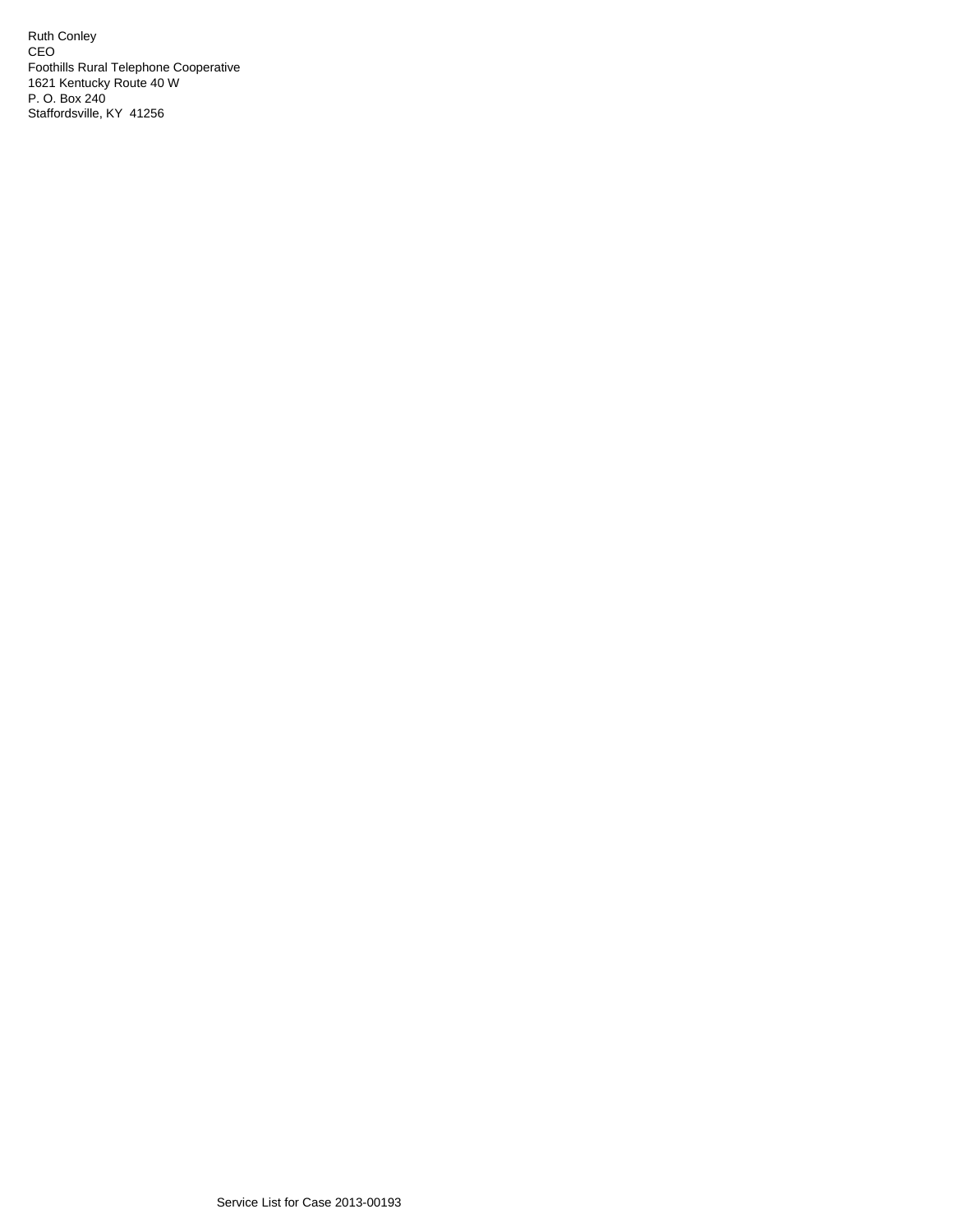Ruth Conley
CEO
Foothills Rural Telephone Cooperative
1621 Kentucky Route 40 W
P. O. Box 240
Staffordsville, KY  41256